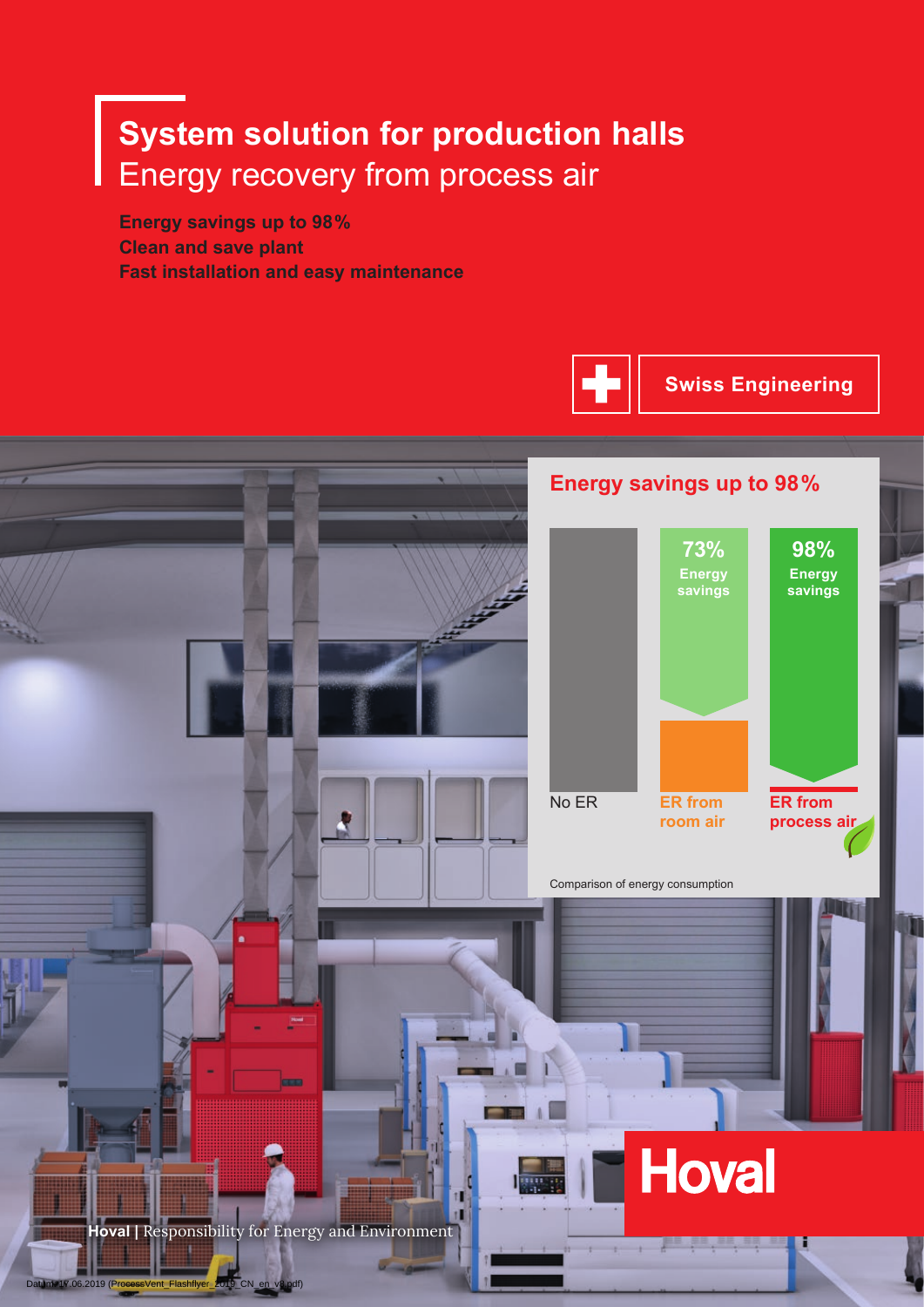# System solution for production halls
## Energy recovery from process air

**Energy savings up to 98%**
**Clean and save plant**
**Fast installation and easy maintenance**

Swiss Engineering

### Energy savings up to 98%

| No ER | ER from room air | ER from process air |
|---|---|---|
| | 73% Energy savings | 98% Energy savings |

Comparison of energy consumption

Hoval

**Hoval |** Responsibility for Energy and Environment

Datum: 17.06.2019 (ProcessVent_Flashflyer_2019_CN_en_v8.pdf)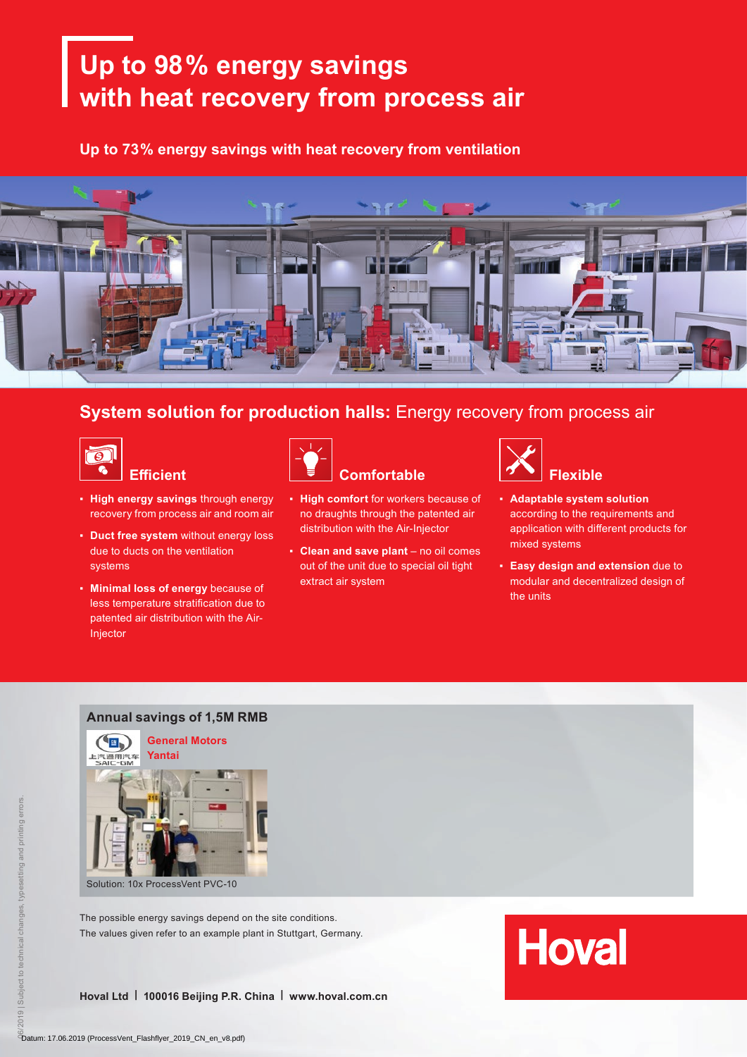# Up to 98% energy savings with heat recovery from process air

**Up to 73% energy savings with heat recovery from ventilation**

## System solution for production halls: Energy recovery from process air

### Efficient

- **High energy savings** through energy recovery from process air and room air
- **Duct free system** without energy loss due to ducts on the ventilation systems
- **Minimal loss of energy** because of less temperature stratification due to patented air distribution with the Air-Injector

### Comfortable

- **High comfort** for workers because of no draughts through the patented air distribution with the Air-Injector
- **Clean and save plant** – no oil comes out of the unit due to special oil tight extract air system

### Flexible

- **Adaptable system solution** according to the requirements and application with different products for mixed systems
- **Easy design and extension** due to modular and decentralized design of the units

### Annual savings of 1,5M RMB

**General Motors Yantai**

Solution: 10x ProcessVent PVC-10

The possible energy savings depend on the site conditions.
The values given refer to an example plant in Stuttgart, Germany.

Hoval

**Hoval Ltd | 100016 Beijing P.R. China | www.hoval.com.cn**

06/2019 | Subject to technical changes, typesetting and printing errors.

Datum: 17.06.2019 (ProcessVent_Flashflyer_2019_CN_en_v8.pdf)